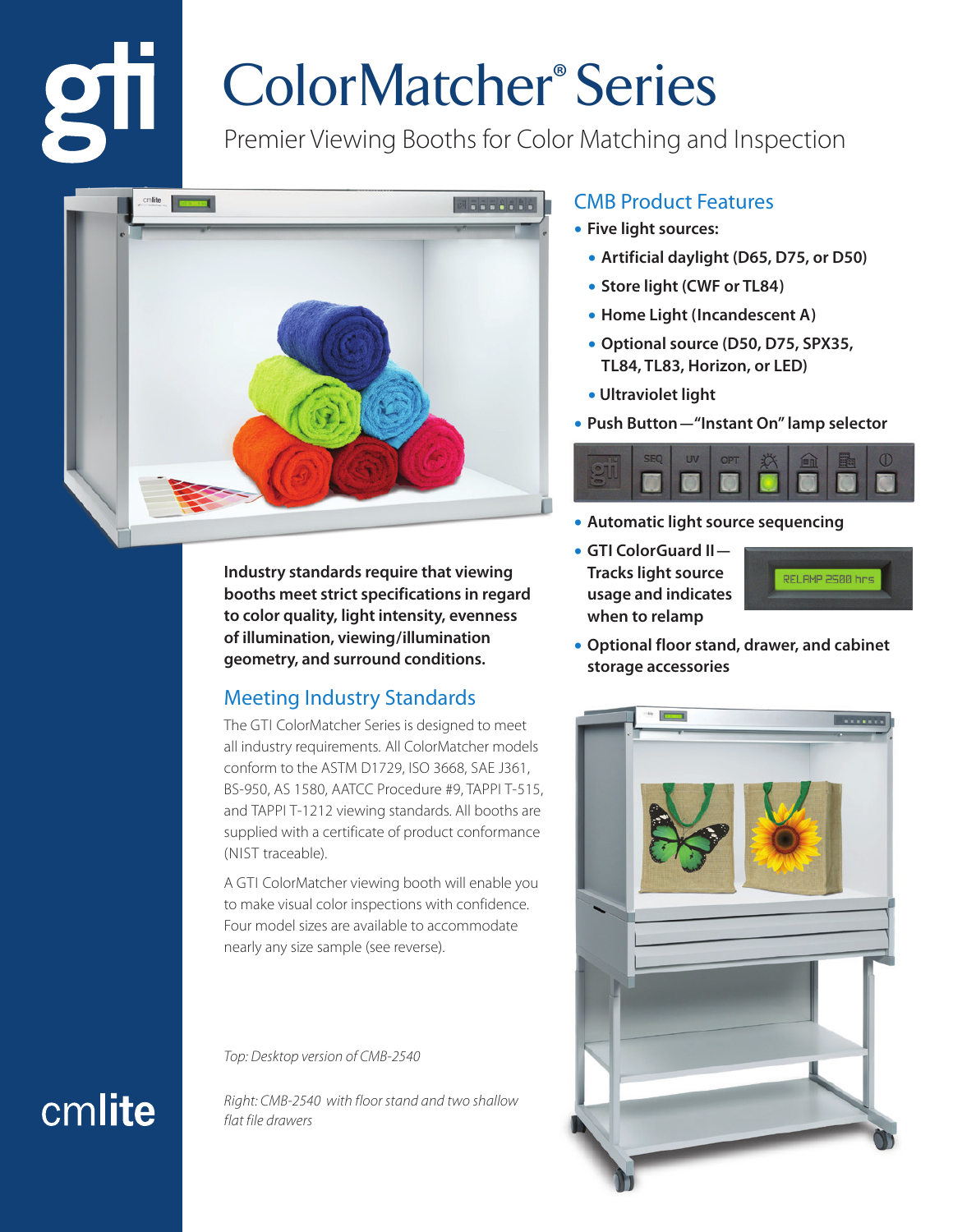gti

# ColorMatcher® Series

Premier Viewing Booths for Color Matching and Inspection

## CMB Product Features

- **Five light sources:**
  - **Artificial daylight (D65, D75, or D50)**
  - **Store light (CWF or TL84)**
  - **Home Light (Incandescent A)**
  - **Optional source (D50, D75, SPX35, TL84, TL83, Horizon, or LED)**
  - **Ultraviolet light**
- **Push Button—"Instant On" lamp selector**
- **Automatic light source sequencing**
- **GTI ColorGuard II—Tracks light source usage and indicates when to relamp**
- **Optional floor stand, drawer, and cabinet storage accessories**

**Industry standards require that viewing booths meet strict specifications in regard to color quality, light intensity, evenness of illumination, viewing/illumination geometry, and surround conditions.**

## Meeting Industry Standards

The GTI ColorMatcher Series is designed to meet all industry requirements. All ColorMatcher models conform to the ASTM D1729, ISO 3668, SAE J361, BS-950, AS 1580, AATCC Procedure #9, TAPPI T-515, and TAPPI T-1212 viewing standards. All booths are supplied with a certificate of product conformance (NIST traceable).

A GTI ColorMatcher viewing booth will enable you to make visual color inspections with confidence. Four model sizes are available to accommodate nearly any size sample (see reverse).

*Top: Desktop version of CMB-2540*

*Right: CMB-2540 with floor stand and two shallow flat file drawers*

cmlite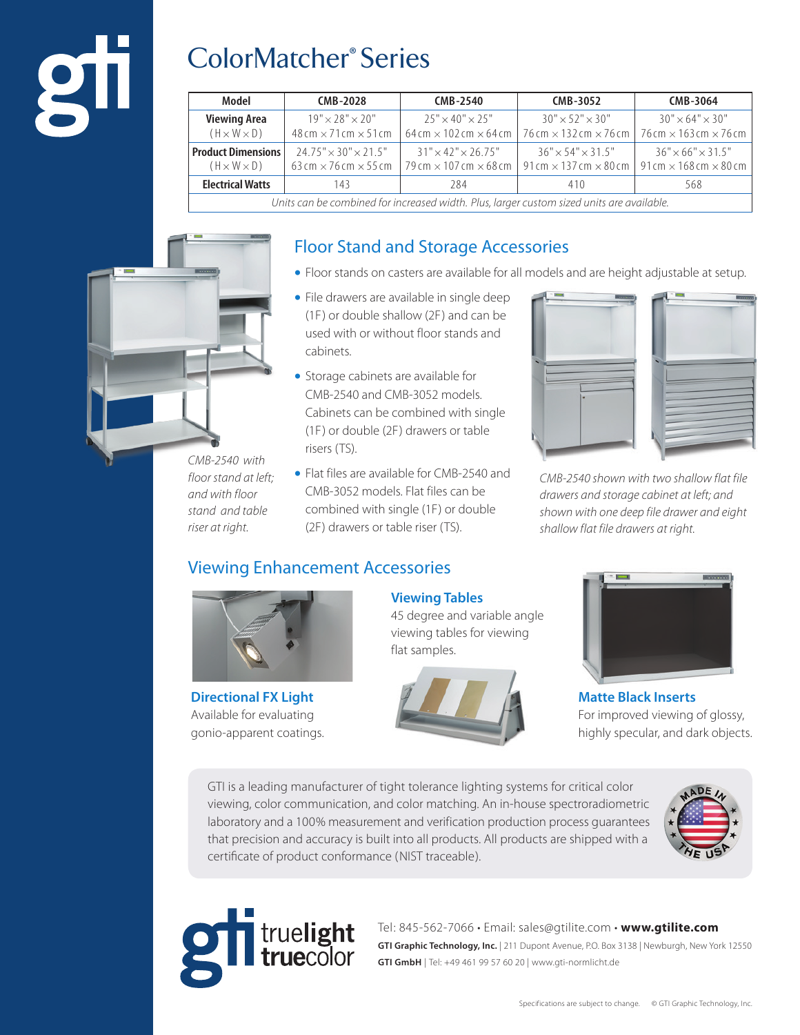# ColorMatcher® Series

| Model | CMB-2028 | CMB-2540 | CMB-3052 | CMB-3064 |
|---|---|---|---|---|
| **Viewing Area** (H × W × D) | 19" × 28" × 20"<br>48 cm × 71 cm × 51 cm | 25" × 40" × 25"<br>64 cm × 102 cm × 64 cm | 30" × 52" × 30"<br>76 cm × 132 cm × 76 cm | 30" × 64" × 30"<br>76 cm × 163 cm × 76 cm |
| **Product Dimensions** (H × W × D) | 24.75" × 30" × 21.5"<br>63 cm × 76 cm × 55 cm | 31" × 42" × 26.75"<br>79 cm × 107 cm × 68 cm | 36" × 54" × 31.5"<br>91 cm × 137 cm × 80 cm | 36" × 66" × 31.5"<br>91 cm × 168 cm × 80 cm |
| **Electrical Watts** | 143 | 284 | 410 | 568 |

*Units can be combined for increased width. Plus, larger custom sized units are available.*

*CMB-2540 with floor stand at left; and with floor stand and table riser at right.*

## Floor Stand and Storage Accessories

- Floor stands on casters are available for all models and are height adjustable at setup.
- File drawers are available in single deep (1F) or double shallow (2F) and can be used with or without floor stands and cabinets.
- Storage cabinets are available for CMB-2540 and CMB-3052 models. Cabinets can be combined with single (1F) or double (2F) drawers or table risers (TS).
- Flat files are available for CMB-2540 and CMB-3052 models. Flat files can be combined with single (1F) or double (2F) drawers or table riser (TS).

*CMB-2540 shown with two shallow flat file drawers and storage cabinet at left; and shown with one deep file drawer and eight shallow flat file drawers at right.*

## Viewing Enhancement Accessories

### Directional FX Light

Available for evaluating gonio-apparent coatings.

### Viewing Tables

45 degree and variable angle viewing tables for viewing flat samples.

### Matte Black Inserts

For improved viewing of glossy, highly specular, and dark objects.

GTI is a leading manufacturer of tight tolerance lighting systems for critical color viewing, color communication, and color matching. An in-house spectroradiometric laboratory and a 100% measurement and verification production process guarantees that precision and accuracy is built into all products. All products are shipped with a certificate of product conformance (NIST traceable).

MADE IN THE USA

gti truelight truecolor

Tel: 845-562-7066 • Email: sales@gtilite.com • **www.gtilite.com**

**GTI Graphic Technology, Inc.** | 211 Dupont Avenue, P.O. Box 3138 | Newburgh, New York 12550

**GTI GmbH** | Tel: +49 461 99 57 60 20 | www.gti-normlicht.de

Specifications are subject to change. © GTI Graphic Technology, Inc.